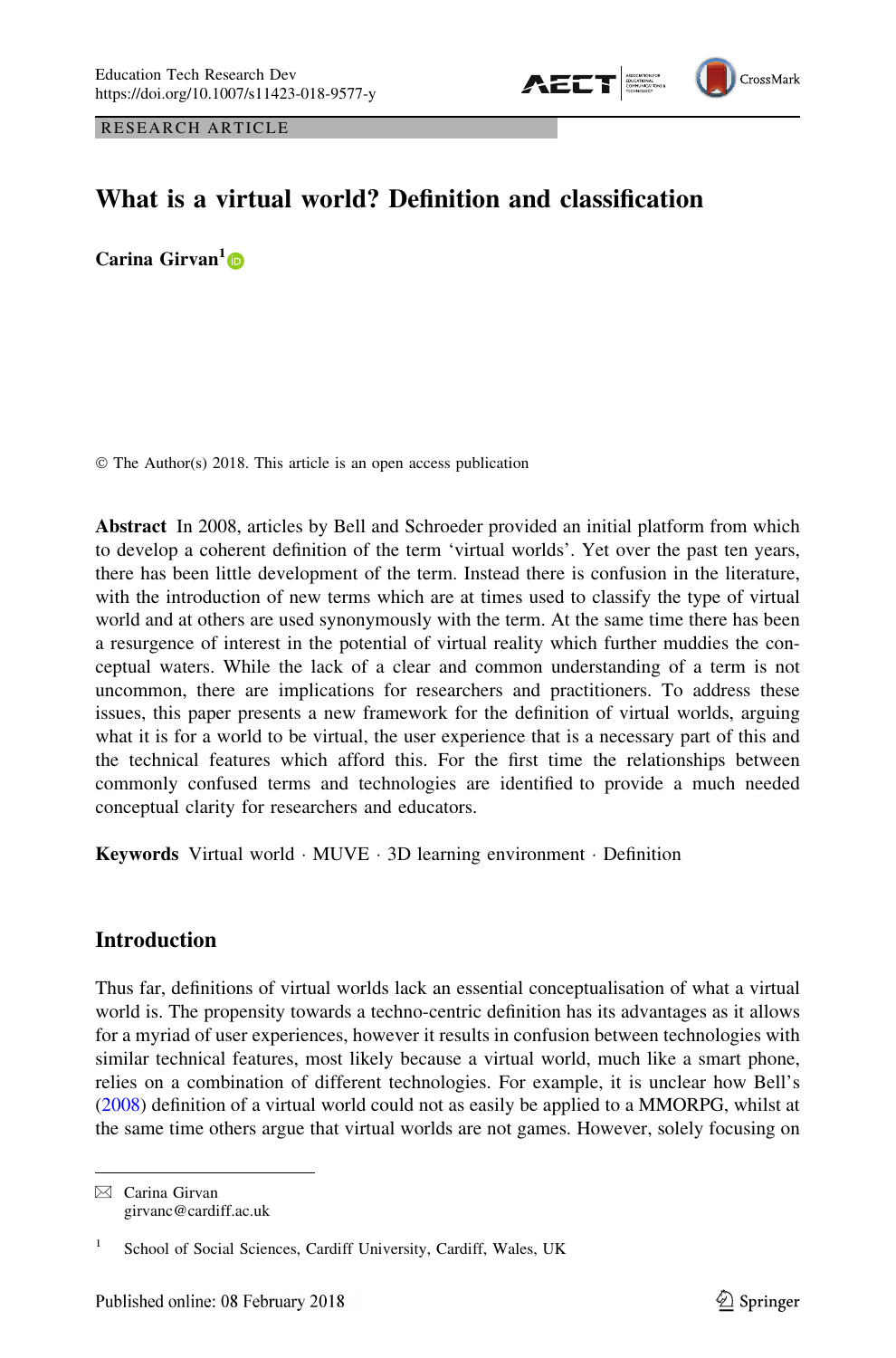RESEARCH ARTICLE

# What is a virtual world? Definition and classification

**Carina Girvan**[1]

© The Author(s) 2018. This article is an open access publication

**Abstract** In 2008, articles by Bell and Schroeder provided an initial platform from which to develop a coherent definition of the term 'virtual worlds'. Yet over the past ten years, there has been little development of the term. Instead there is confusion in the literature, with the introduction of new terms which are at times used to classify the type of virtual world and at others are used synonymously with the term. At the same time there has been a resurgence of interest in the potential of virtual reality which further muddies the conceptual waters. While the lack of a clear and common understanding of a term is not uncommon, there are implications for researchers and practitioners. To address these issues, this paper presents a new framework for the definition of virtual worlds, arguing what it is for a world to be virtual, the user experience that is a necessary part of this and the technical features which afford this. For the first time the relationships between commonly confused terms and technologies are identified to provide a much needed conceptual clarity for researchers and educators.

**Keywords** Virtual world · MUVE · 3D learning environment · Definition

## Introduction

Thus far, definitions of virtual worlds lack an essential conceptualisation of what a virtual world is. The propensity towards a techno-centric definition has its advantages as it allows for a myriad of user experiences, however it results in confusion between technologies with similar technical features, most likely because a virtual world, much like a smart phone, relies on a combination of different technologies. For example, it is unclear how Bell's (2008) definition of a virtual world could not as easily be applied to a MMORPG, whilst at the same time others argue that virtual worlds are not games. However, solely focusing on

---

✉ Carina Girvan
girvanc@cardiff.ac.uk

[1] School of Social Sciences, Cardiff University, Cardiff, Wales, UK

Published online: 08 February 2018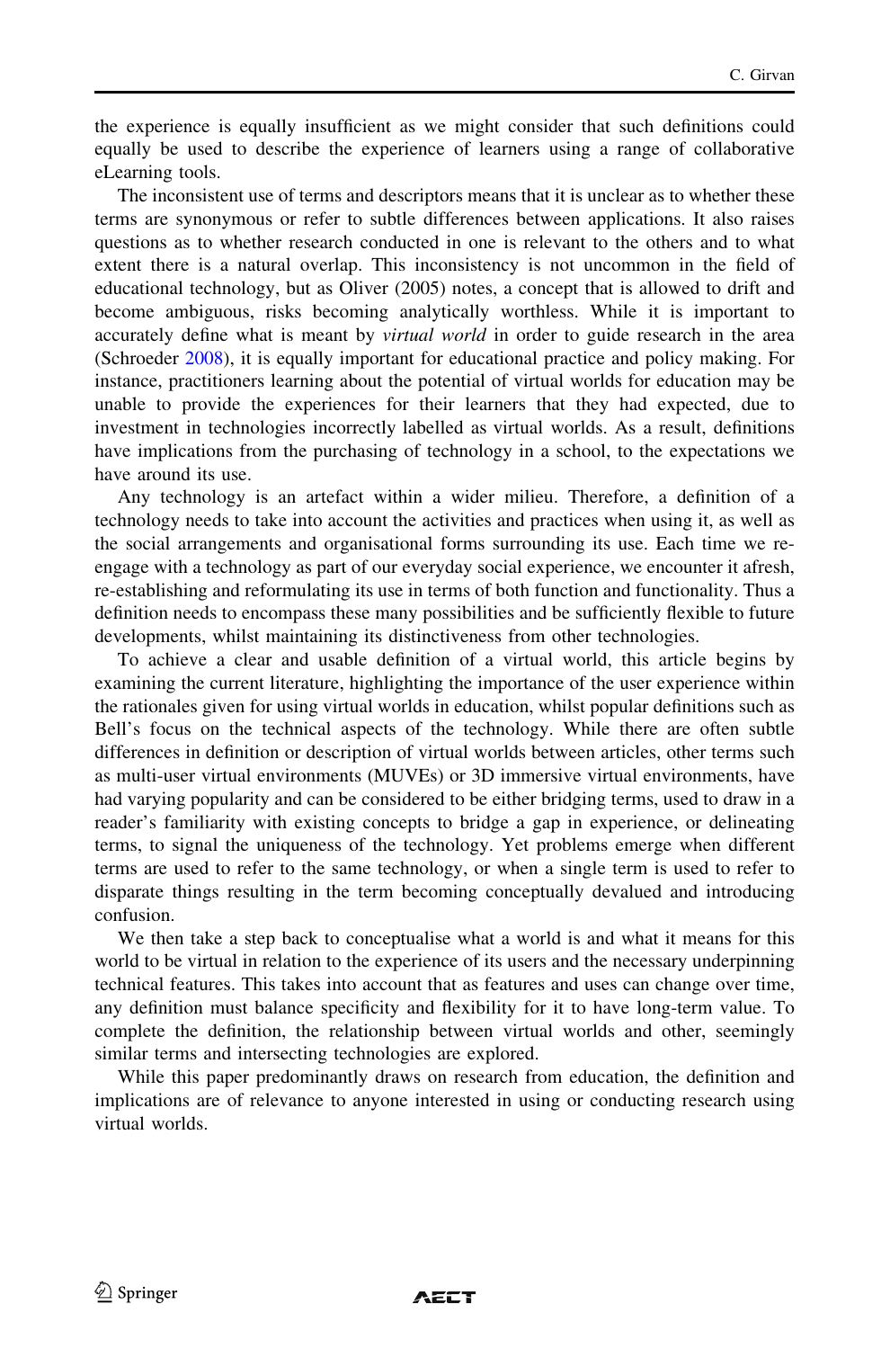the experience is equally insufficient as we might consider that such definitions could equally be used to describe the experience of learners using a range of collaborative eLearning tools.

The inconsistent use of terms and descriptors means that it is unclear as to whether these terms are synonymous or refer to subtle differences between applications. It also raises questions as to whether research conducted in one is relevant to the others and to what extent there is a natural overlap. This inconsistency is not uncommon in the field of educational technology, but as Oliver (2005) notes, a concept that is allowed to drift and become ambiguous, risks becoming analytically worthless. While it is important to accurately define what is meant by *virtual world* in order to guide research in the area (Schroeder 2008), it is equally important for educational practice and policy making. For instance, practitioners learning about the potential of virtual worlds for education may be unable to provide the experiences for their learners that they had expected, due to investment in technologies incorrectly labelled as virtual worlds. As a result, definitions have implications from the purchasing of technology in a school, to the expectations we have around its use.

Any technology is an artefact within a wider milieu. Therefore, a definition of a technology needs to take into account the activities and practices when using it, as well as the social arrangements and organisational forms surrounding its use. Each time we re-engage with a technology as part of our everyday social experience, we encounter it afresh, re-establishing and reformulating its use in terms of both function and functionality. Thus a definition needs to encompass these many possibilities and be sufficiently flexible to future developments, whilst maintaining its distinctiveness from other technologies.

To achieve a clear and usable definition of a virtual world, this article begins by examining the current literature, highlighting the importance of the user experience within the rationales given for using virtual worlds in education, whilst popular definitions such as Bell's focus on the technical aspects of the technology. While there are often subtle differences in definition or description of virtual worlds between articles, other terms such as multi-user virtual environments (MUVEs) or 3D immersive virtual environments, have had varying popularity and can be considered to be either bridging terms, used to draw in a reader's familiarity with existing concepts to bridge a gap in experience, or delineating terms, to signal the uniqueness of the technology. Yet problems emerge when different terms are used to refer to the same technology, or when a single term is used to refer to disparate things resulting in the term becoming conceptually devalued and introducing confusion.

We then take a step back to conceptualise what a world is and what it means for this world to be virtual in relation to the experience of its users and the necessary underpinning technical features. This takes into account that as features and uses can change over time, any definition must balance specificity and flexibility for it to have long-term value. To complete the definition, the relationship between virtual worlds and other, seemingly similar terms and intersecting technologies are explored.

While this paper predominantly draws on research from education, the definition and implications are of relevance to anyone interested in using or conducting research using virtual worlds.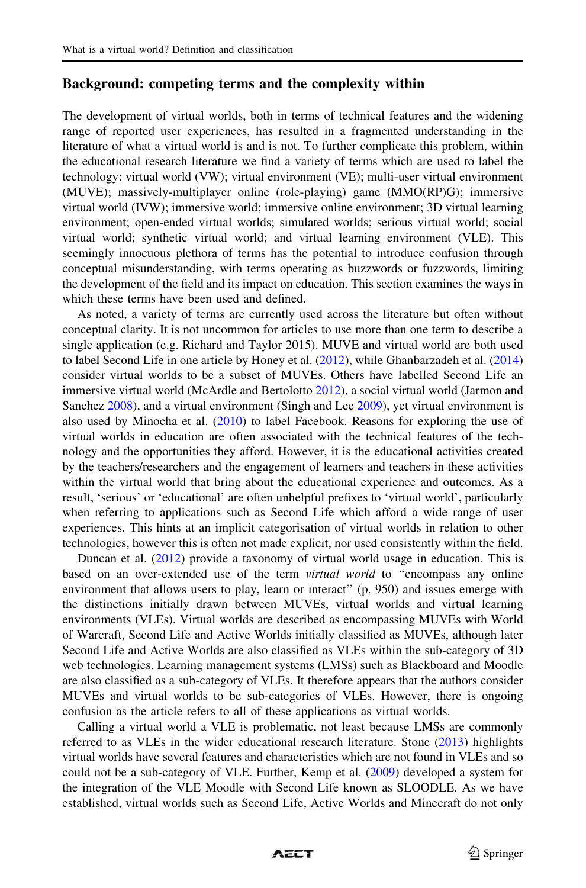## Background: competing terms and the complexity within

The development of virtual worlds, both in terms of technical features and the widening range of reported user experiences, has resulted in a fragmented understanding in the literature of what a virtual world is and is not. To further complicate this problem, within the educational research literature we find a variety of terms which are used to label the technology: virtual world (VW); virtual environment (VE); multi-user virtual environment (MUVE); massively-multiplayer online (role-playing) game (MMO(RP)G); immersive virtual world (IVW); immersive world; immersive online environment; 3D virtual learning environment; open-ended virtual worlds; simulated worlds; serious virtual world; social virtual world; synthetic virtual world; and virtual learning environment (VLE). This seemingly innocuous plethora of terms has the potential to introduce confusion through conceptual misunderstanding, with terms operating as buzzwords or fuzzwords, limiting the development of the field and its impact on education. This section examines the ways in which these terms have been used and defined.

As noted, a variety of terms are currently used across the literature but often without conceptual clarity. It is not uncommon for articles to use more than one term to describe a single application (e.g. Richard and Taylor 2015). MUVE and virtual world are both used to label Second Life in one article by Honey et al. (2012), while Ghanbarzadeh et al. (2014) consider virtual worlds to be a subset of MUVEs. Others have labelled Second Life an immersive virtual world (McArdle and Bertolotto 2012), a social virtual world (Jarmon and Sanchez 2008), and a virtual environment (Singh and Lee 2009), yet virtual environment is also used by Minocha et al. (2010) to label Facebook. Reasons for exploring the use of virtual worlds in education are often associated with the technical features of the technology and the opportunities they afford. However, it is the educational activities created by the teachers/researchers and the engagement of learners and teachers in these activities within the virtual world that bring about the educational experience and outcomes. As a result, 'serious' or 'educational' are often unhelpful prefixes to 'virtual world', particularly when referring to applications such as Second Life which afford a wide range of user experiences. This hints at an implicit categorisation of virtual worlds in relation to other technologies, however this is often not made explicit, nor used consistently within the field.

Duncan et al. (2012) provide a taxonomy of virtual world usage in education. This is based on an over-extended use of the term *virtual world* to "encompass any online environment that allows users to play, learn or interact" (p. 950) and issues emerge with the distinctions initially drawn between MUVEs, virtual worlds and virtual learning environments (VLEs). Virtual worlds are described as encompassing MUVEs with World of Warcraft, Second Life and Active Worlds initially classified as MUVEs, although later Second Life and Active Worlds are also classified as VLEs within the sub-category of 3D web technologies. Learning management systems (LMSs) such as Blackboard and Moodle are also classified as a sub-category of VLEs. It therefore appears that the authors consider MUVEs and virtual worlds to be sub-categories of VLEs. However, there is ongoing confusion as the article refers to all of these applications as virtual worlds.

Calling a virtual world a VLE is problematic, not least because LMSs are commonly referred to as VLEs in the wider educational research literature. Stone (2013) highlights virtual worlds have several features and characteristics which are not found in VLEs and so could not be a sub-category of VLE. Further, Kemp et al. (2009) developed a system for the integration of the VLE Moodle with Second Life known as SLOODLE. As we have established, virtual worlds such as Second Life, Active Worlds and Minecraft do not only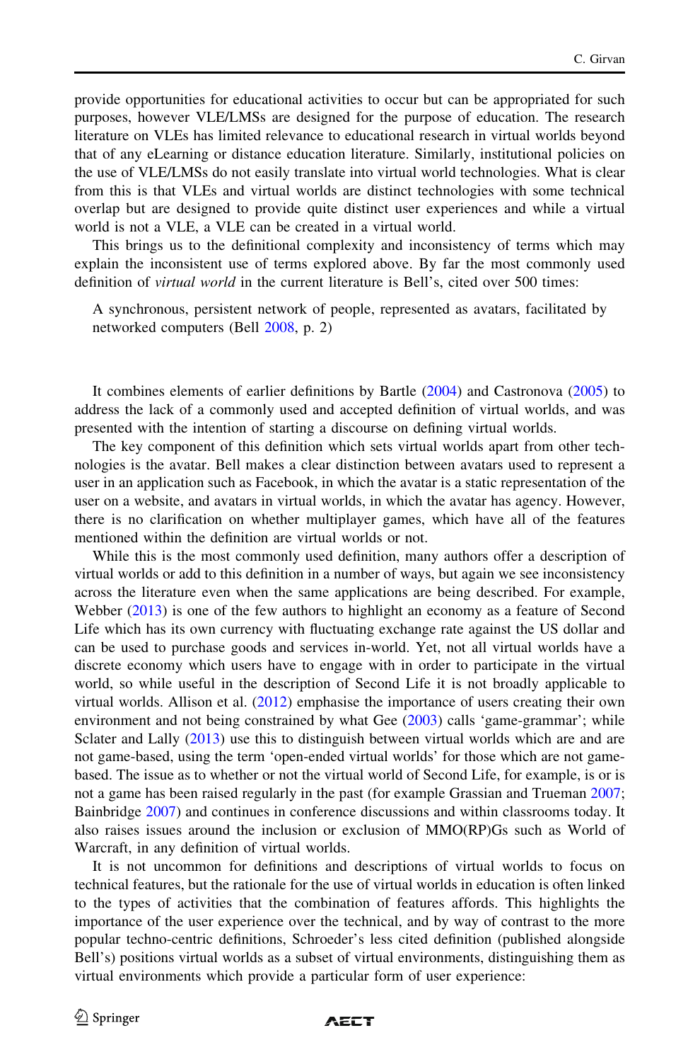provide opportunities for educational activities to occur but can be appropriated for such purposes, however VLE/LMSs are designed for the purpose of education. The research literature on VLEs has limited relevance to educational research in virtual worlds beyond that of any eLearning or distance education literature. Similarly, institutional policies on the use of VLE/LMSs do not easily translate into virtual world technologies. What is clear from this is that VLEs and virtual worlds are distinct technologies with some technical overlap but are designed to provide quite distinct user experiences and while a virtual world is not a VLE, a VLE can be created in a virtual world.

This brings us to the definitional complexity and inconsistency of terms which may explain the inconsistent use of terms explored above. By far the most commonly used definition of *virtual world* in the current literature is Bell's, cited over 500 times:

> A synchronous, persistent network of people, represented as avatars, facilitated by networked computers (Bell 2008, p. 2)

It combines elements of earlier definitions by Bartle (2004) and Castronova (2005) to address the lack of a commonly used and accepted definition of virtual worlds, and was presented with the intention of starting a discourse on defining virtual worlds.

The key component of this definition which sets virtual worlds apart from other technologies is the avatar. Bell makes a clear distinction between avatars used to represent a user in an application such as Facebook, in which the avatar is a static representation of the user on a website, and avatars in virtual worlds, in which the avatar has agency. However, there is no clarification on whether multiplayer games, which have all of the features mentioned within the definition are virtual worlds or not.

While this is the most commonly used definition, many authors offer a description of virtual worlds or add to this definition in a number of ways, but again we see inconsistency across the literature even when the same applications are being described. For example, Webber (2013) is one of the few authors to highlight an economy as a feature of Second Life which has its own currency with fluctuating exchange rate against the US dollar and can be used to purchase goods and services in-world. Yet, not all virtual worlds have a discrete economy which users have to engage with in order to participate in the virtual world, so while useful in the description of Second Life it is not broadly applicable to virtual worlds. Allison et al. (2012) emphasise the importance of users creating their own environment and not being constrained by what Gee (2003) calls 'game-grammar'; while Sclater and Lally (2013) use this to distinguish between virtual worlds which are and are not game-based, using the term 'open-ended virtual worlds' for those which are not game-based. The issue as to whether or not the virtual world of Second Life, for example, is or is not a game has been raised regularly in the past (for example Grassian and Trueman 2007; Bainbridge 2007) and continues in conference discussions and within classrooms today. It also raises issues around the inclusion or exclusion of MMO(RP)Gs such as World of Warcraft, in any definition of virtual worlds.

It is not uncommon for definitions and descriptions of virtual worlds to focus on technical features, but the rationale for the use of virtual worlds in education is often linked to the types of activities that the combination of features affords. This highlights the importance of the user experience over the technical, and by way of contrast to the more popular techno-centric definitions, Schroeder's less cited definition (published alongside Bell's) positions virtual worlds as a subset of virtual environments, distinguishing them as virtual environments which provide a particular form of user experience: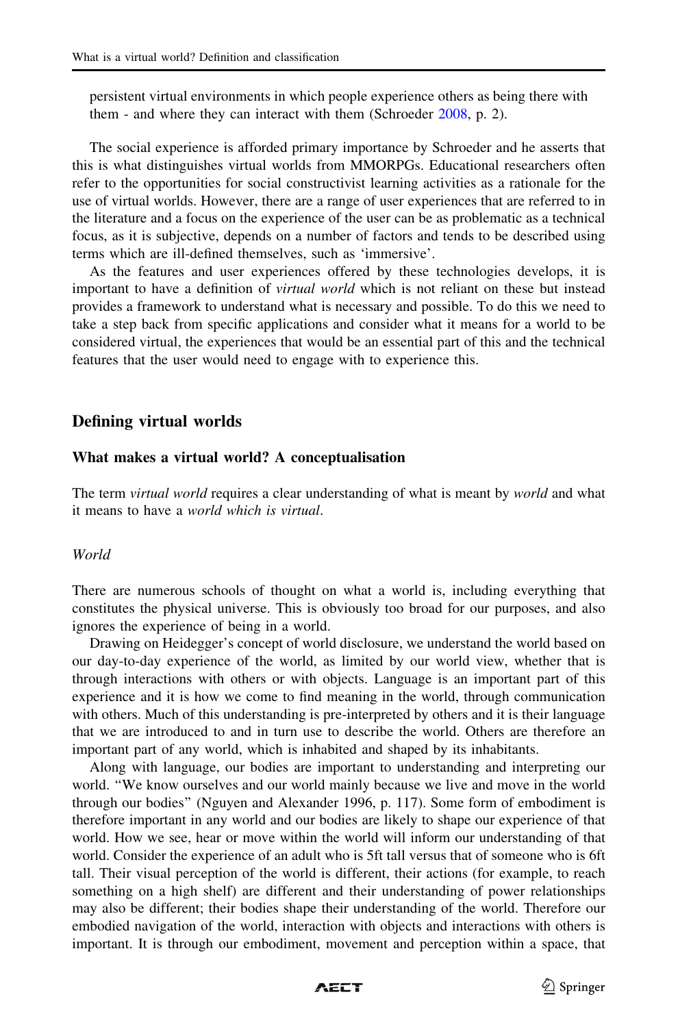persistent virtual environments in which people experience others as being there with them - and where they can interact with them (Schroeder 2008, p. 2).

The social experience is afforded primary importance by Schroeder and he asserts that this is what distinguishes virtual worlds from MMORPGs. Educational researchers often refer to the opportunities for social constructivist learning activities as a rationale for the use of virtual worlds. However, there are a range of user experiences that are referred to in the literature and a focus on the experience of the user can be as problematic as a technical focus, as it is subjective, depends on a number of factors and tends to be described using terms which are ill-defined themselves, such as 'immersive'.

As the features and user experiences offered by these technologies develops, it is important to have a definition of *virtual world* which is not reliant on these but instead provides a framework to understand what is necessary and possible. To do this we need to take a step back from specific applications and consider what it means for a world to be considered virtual, the experiences that would be an essential part of this and the technical features that the user would need to engage with to experience this.

## Defining virtual worlds

### What makes a virtual world? A conceptualisation

The term *virtual world* requires a clear understanding of what is meant by *world* and what it means to have a *world which is virtual*.

#### *World*

There are numerous schools of thought on what a world is, including everything that constitutes the physical universe. This is obviously too broad for our purposes, and also ignores the experience of being in a world.

Drawing on Heidegger's concept of world disclosure, we understand the world based on our day-to-day experience of the world, as limited by our world view, whether that is through interactions with others or with objects. Language is an important part of this experience and it is how we come to find meaning in the world, through communication with others. Much of this understanding is pre-interpreted by others and it is their language that we are introduced to and in turn use to describe the world. Others are therefore an important part of any world, which is inhabited and shaped by its inhabitants.

Along with language, our bodies are important to understanding and interpreting our world. "We know ourselves and our world mainly because we live and move in the world through our bodies" (Nguyen and Alexander 1996, p. 117). Some form of embodiment is therefore important in any world and our bodies are likely to shape our experience of that world. How we see, hear or move within the world will inform our understanding of that world. Consider the experience of an adult who is 5ft tall versus that of someone who is 6ft tall. Their visual perception of the world is different, their actions (for example, to reach something on a high shelf) are different and their understanding of power relationships may also be different; their bodies shape their understanding of the world. Therefore our embodied navigation of the world, interaction with objects and interactions with others is important. It is through our embodiment, movement and perception within a space, that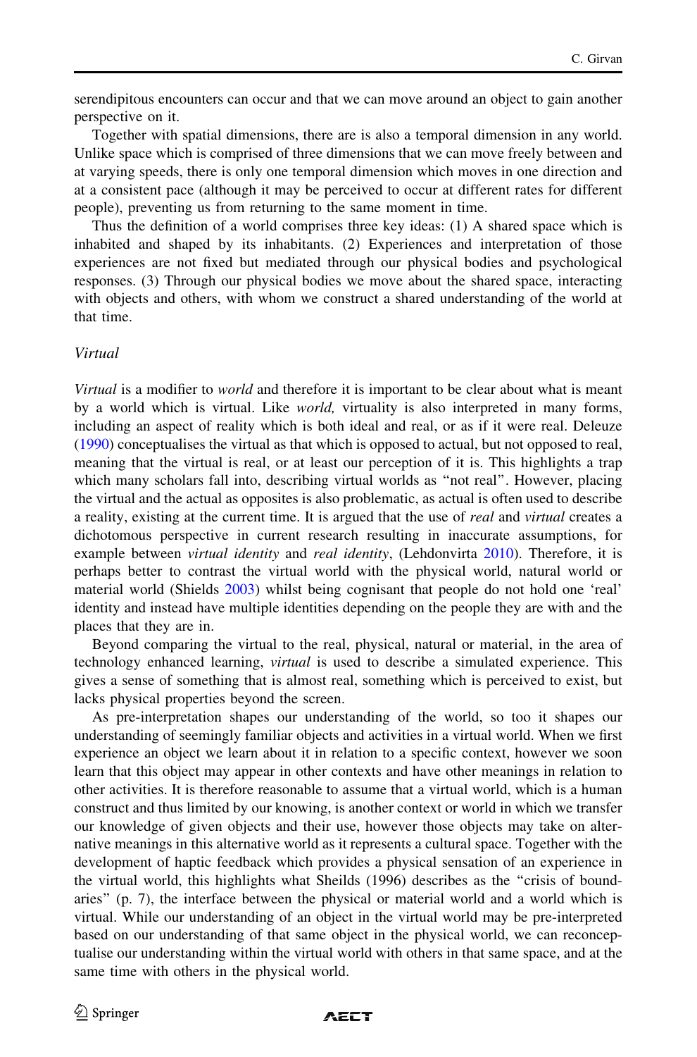serendipitous encounters can occur and that we can move around an object to gain another perspective on it.

Together with spatial dimensions, there are is also a temporal dimension in any world. Unlike space which is comprised of three dimensions that we can move freely between and at varying speeds, there is only one temporal dimension which moves in one direction and at a consistent pace (although it may be perceived to occur at different rates for different people), preventing us from returning to the same moment in time.

Thus the definition of a world comprises three key ideas: (1) A shared space which is inhabited and shaped by its inhabitants. (2) Experiences and interpretation of those experiences are not fixed but mediated through our physical bodies and psychological responses. (3) Through our physical bodies we move about the shared space, interacting with objects and others, with whom we construct a shared understanding of the world at that time.

### *Virtual*

*Virtual* is a modifier to *world* and therefore it is important to be clear about what is meant by a world which is virtual. Like *world,* virtuality is also interpreted in many forms, including an aspect of reality which is both ideal and real, or as if it were real. Deleuze (1990) conceptualises the virtual as that which is opposed to actual, but not opposed to real, meaning that the virtual is real, or at least our perception of it is. This highlights a trap which many scholars fall into, describing virtual worlds as "not real". However, placing the virtual and the actual as opposites is also problematic, as actual is often used to describe a reality, existing at the current time. It is argued that the use of *real* and *virtual* creates a dichotomous perspective in current research resulting in inaccurate assumptions, for example between *virtual identity* and *real identity*, (Lehdonvirta 2010). Therefore, it is perhaps better to contrast the virtual world with the physical world, natural world or material world (Shields 2003) whilst being cognisant that people do not hold one 'real' identity and instead have multiple identities depending on the people they are with and the places that they are in.

Beyond comparing the virtual to the real, physical, natural or material, in the area of technology enhanced learning, *virtual* is used to describe a simulated experience. This gives a sense of something that is almost real, something which is perceived to exist, but lacks physical properties beyond the screen.

As pre-interpretation shapes our understanding of the world, so too it shapes our understanding of seemingly familiar objects and activities in a virtual world. When we first experience an object we learn about it in relation to a specific context, however we soon learn that this object may appear in other contexts and have other meanings in relation to other activities. It is therefore reasonable to assume that a virtual world, which is a human construct and thus limited by our knowing, is another context or world in which we transfer our knowledge of given objects and their use, however those objects may take on alternative meanings in this alternative world as it represents a cultural space. Together with the development of haptic feedback which provides a physical sensation of an experience in the virtual world, this highlights what Sheilds (1996) describes as the "crisis of boundaries" (p. 7), the interface between the physical or material world and a world which is virtual. While our understanding of an object in the virtual world may be pre-interpreted based on our understanding of that same object in the physical world, we can reconceptualise our understanding within the virtual world with others in that same space, and at the same time with others in the physical world.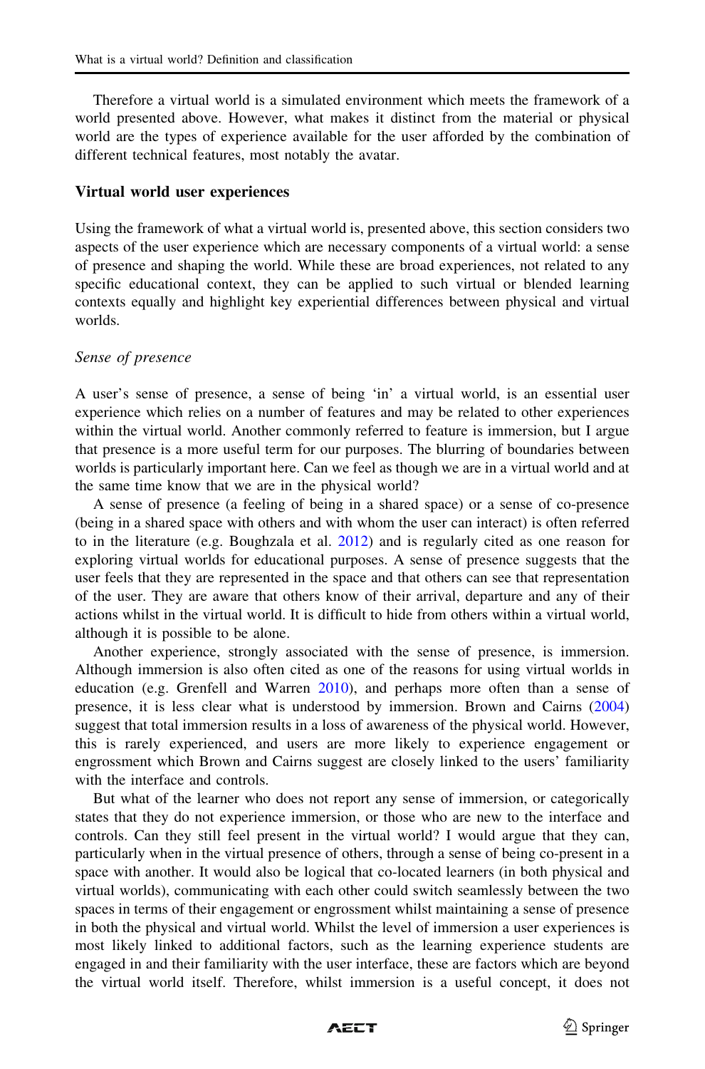Therefore a virtual world is a simulated environment which meets the framework of a world presented above. However, what makes it distinct from the material or physical world are the types of experience available for the user afforded by the combination of different technical features, most notably the avatar.

## Virtual world user experiences

Using the framework of what a virtual world is, presented above, this section considers two aspects of the user experience which are necessary components of a virtual world: a sense of presence and shaping the world. While these are broad experiences, not related to any specific educational context, they can be applied to such virtual or blended learning contexts equally and highlight key experiential differences between physical and virtual worlds.

### *Sense of presence*

A user's sense of presence, a sense of being 'in' a virtual world, is an essential user experience which relies on a number of features and may be related to other experiences within the virtual world. Another commonly referred to feature is immersion, but I argue that presence is a more useful term for our purposes. The blurring of boundaries between worlds is particularly important here. Can we feel as though we are in a virtual world and at the same time know that we are in the physical world?

A sense of presence (a feeling of being in a shared space) or a sense of co-presence (being in a shared space with others and with whom the user can interact) is often referred to in the literature (e.g. Boughzala et al. 2012) and is regularly cited as one reason for exploring virtual worlds for educational purposes. A sense of presence suggests that the user feels that they are represented in the space and that others can see that representation of the user. They are aware that others know of their arrival, departure and any of their actions whilst in the virtual world. It is difficult to hide from others within a virtual world, although it is possible to be alone.

Another experience, strongly associated with the sense of presence, is immersion. Although immersion is also often cited as one of the reasons for using virtual worlds in education (e.g. Grenfell and Warren 2010), and perhaps more often than a sense of presence, it is less clear what is understood by immersion. Brown and Cairns (2004) suggest that total immersion results in a loss of awareness of the physical world. However, this is rarely experienced, and users are more likely to experience engagement or engrossment which Brown and Cairns suggest are closely linked to the users' familiarity with the interface and controls.

But what of the learner who does not report any sense of immersion, or categorically states that they do not experience immersion, or those who are new to the interface and controls. Can they still feel present in the virtual world? I would argue that they can, particularly when in the virtual presence of others, through a sense of being co-present in a space with another. It would also be logical that co-located learners (in both physical and virtual worlds), communicating with each other could switch seamlessly between the two spaces in terms of their engagement or engrossment whilst maintaining a sense of presence in both the physical and virtual world. Whilst the level of immersion a user experiences is most likely linked to additional factors, such as the learning experience students are engaged in and their familiarity with the user interface, these are factors which are beyond the virtual world itself. Therefore, whilst immersion is a useful concept, it does not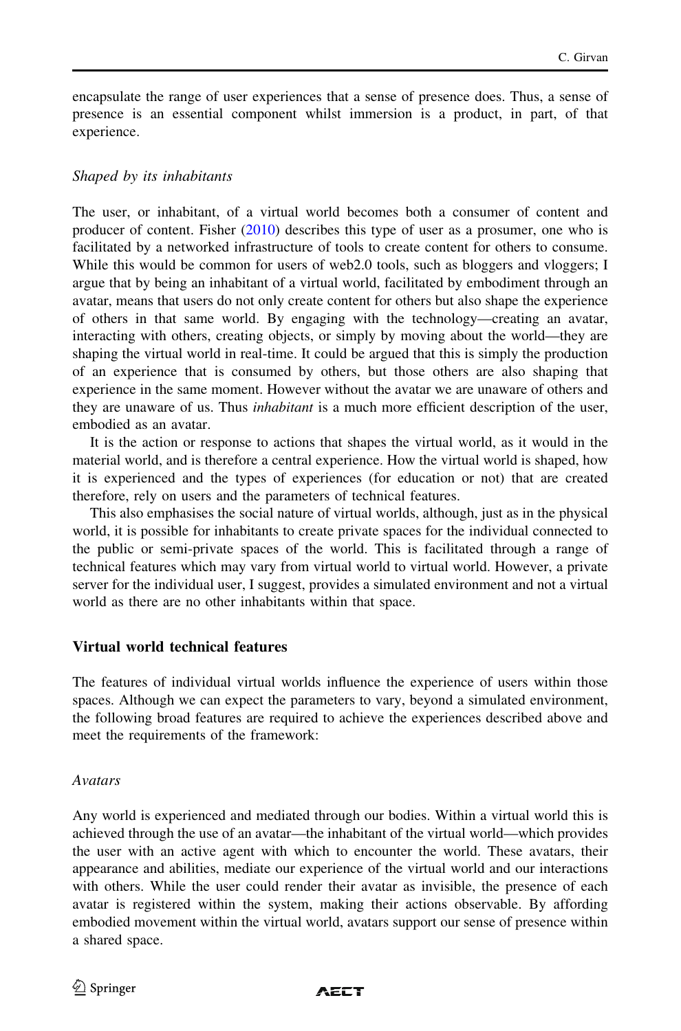encapsulate the range of user experiences that a sense of presence does. Thus, a sense of presence is an essential component whilst immersion is a product, in part, of that experience.

*Shaped by its inhabitants*

The user, or inhabitant, of a virtual world becomes both a consumer of content and producer of content. Fisher (2010) describes this type of user as a prosumer, one who is facilitated by a networked infrastructure of tools to create content for others to consume. While this would be common for users of web2.0 tools, such as bloggers and vloggers; I argue that by being an inhabitant of a virtual world, facilitated by embodiment through an avatar, means that users do not only create content for others but also shape the experience of others in that same world. By engaging with the technology—creating an avatar, interacting with others, creating objects, or simply by moving about the world—they are shaping the virtual world in real-time. It could be argued that this is simply the production of an experience that is consumed by others, but those others are also shaping that experience in the same moment. However without the avatar we are unaware of others and they are unaware of us. Thus *inhabitant* is a much more efficient description of the user, embodied as an avatar.

It is the action or response to actions that shapes the virtual world, as it would in the material world, and is therefore a central experience. How the virtual world is shaped, how it is experienced and the types of experiences (for education or not) that are created therefore, rely on users and the parameters of technical features.

This also emphasises the social nature of virtual worlds, although, just as in the physical world, it is possible for inhabitants to create private spaces for the individual connected to the public or semi-private spaces of the world. This is facilitated through a range of technical features which may vary from virtual world to virtual world. However, a private server for the individual user, I suggest, provides a simulated environment and not a virtual world as there are no other inhabitants within that space.

## Virtual world technical features

The features of individual virtual worlds influence the experience of users within those spaces. Although we can expect the parameters to vary, beyond a simulated environment, the following broad features are required to achieve the experiences described above and meet the requirements of the framework:

*Avatars*

Any world is experienced and mediated through our bodies. Within a virtual world this is achieved through the use of an avatar—the inhabitant of the virtual world—which provides the user with an active agent with which to encounter the world. These avatars, their appearance and abilities, mediate our experience of the virtual world and our interactions with others. While the user could render their avatar as invisible, the presence of each avatar is registered within the system, making their actions observable. By affording embodied movement within the virtual world, avatars support our sense of presence within a shared space.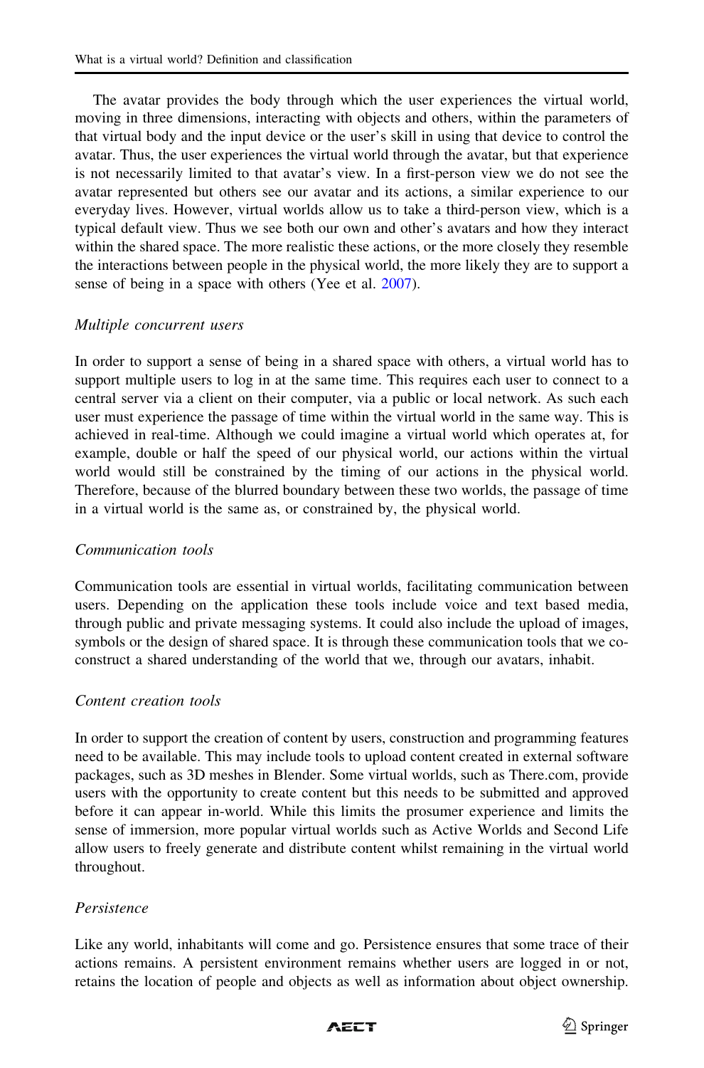The avatar provides the body through which the user experiences the virtual world, moving in three dimensions, interacting with objects and others, within the parameters of that virtual body and the input device or the user's skill in using that device to control the avatar. Thus, the user experiences the virtual world through the avatar, but that experience is not necessarily limited to that avatar's view. In a first-person view we do not see the avatar represented but others see our avatar and its actions, a similar experience to our everyday lives. However, virtual worlds allow us to take a third-person view, which is a typical default view. Thus we see both our own and other's avatars and how they interact within the shared space. The more realistic these actions, or the more closely they resemble the interactions between people in the physical world, the more likely they are to support a sense of being in a space with others (Yee et al. 2007).

*Multiple concurrent users*

In order to support a sense of being in a shared space with others, a virtual world has to support multiple users to log in at the same time. This requires each user to connect to a central server via a client on their computer, via a public or local network. As such each user must experience the passage of time within the virtual world in the same way. This is achieved in real-time. Although we could imagine a virtual world which operates at, for example, double or half the speed of our physical world, our actions within the virtual world would still be constrained by the timing of our actions in the physical world. Therefore, because of the blurred boundary between these two worlds, the passage of time in a virtual world is the same as, or constrained by, the physical world.

*Communication tools*

Communication tools are essential in virtual worlds, facilitating communication between users. Depending on the application these tools include voice and text based media, through public and private messaging systems. It could also include the upload of images, symbols or the design of shared space. It is through these communication tools that we co-construct a shared understanding of the world that we, through our avatars, inhabit.

*Content creation tools*

In order to support the creation of content by users, construction and programming features need to be available. This may include tools to upload content created in external software packages, such as 3D meshes in Blender. Some virtual worlds, such as There.com, provide users with the opportunity to create content but this needs to be submitted and approved before it can appear in-world. While this limits the prosumer experience and limits the sense of immersion, more popular virtual worlds such as Active Worlds and Second Life allow users to freely generate and distribute content whilst remaining in the virtual world throughout.

*Persistence*

Like any world, inhabitants will come and go. Persistence ensures that some trace of their actions remains. A persistent environment remains whether users are logged in or not, retains the location of people and objects as well as information about object ownership.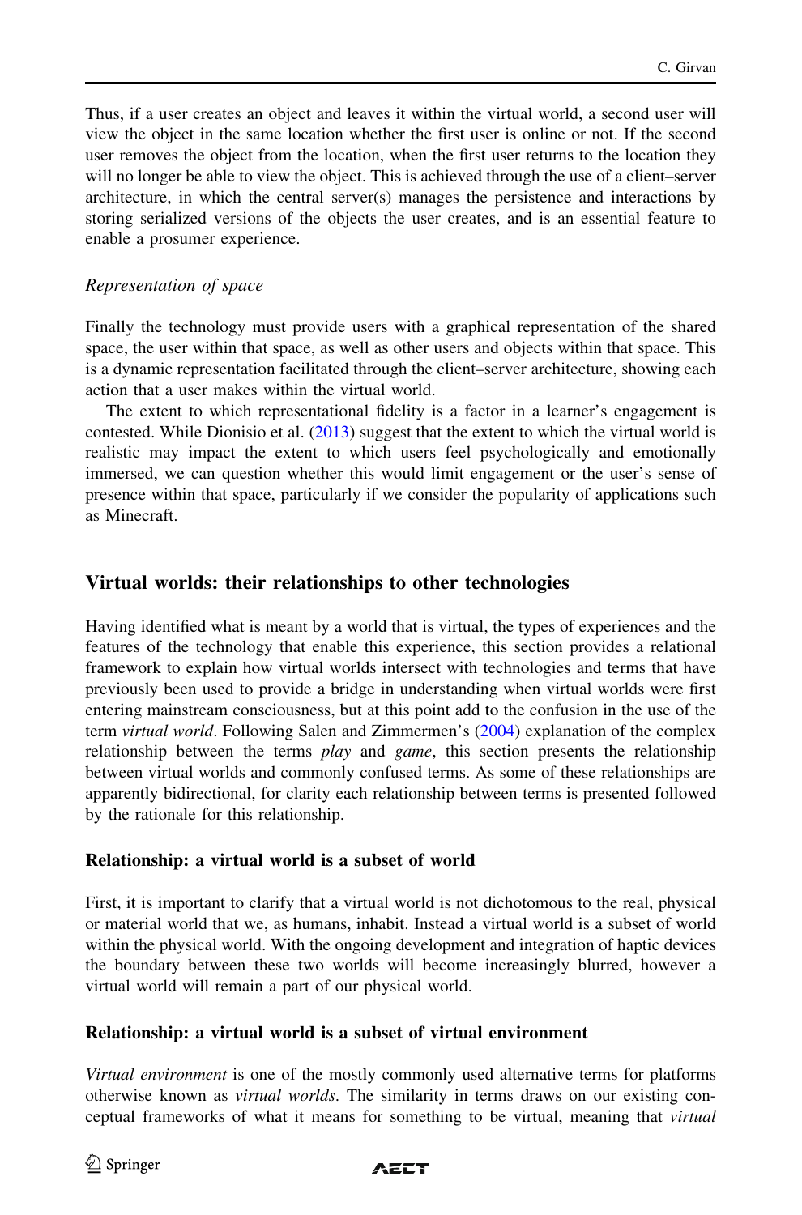Thus, if a user creates an object and leaves it within the virtual world, a second user will view the object in the same location whether the first user is online or not. If the second user removes the object from the location, when the first user returns to the location they will no longer be able to view the object. This is achieved through the use of a client–server architecture, in which the central server(s) manages the persistence and interactions by storing serialized versions of the objects the user creates, and is an essential feature to enable a prosumer experience.

*Representation of space*

Finally the technology must provide users with a graphical representation of the shared space, the user within that space, as well as other users and objects within that space. This is a dynamic representation facilitated through the client–server architecture, showing each action that a user makes within the virtual world.

The extent to which representational fidelity is a factor in a learner's engagement is contested. While Dionisio et al. (2013) suggest that the extent to which the virtual world is realistic may impact the extent to which users feel psychologically and emotionally immersed, we can question whether this would limit engagement or the user's sense of presence within that space, particularly if we consider the popularity of applications such as Minecraft.

## Virtual worlds: their relationships to other technologies

Having identified what is meant by a world that is virtual, the types of experiences and the features of the technology that enable this experience, this section provides a relational framework to explain how virtual worlds intersect with technologies and terms that have previously been used to provide a bridge in understanding when virtual worlds were first entering mainstream consciousness, but at this point add to the confusion in the use of the term *virtual world*. Following Salen and Zimmermen's (2004) explanation of the complex relationship between the terms *play* and *game*, this section presents the relationship between virtual worlds and commonly confused terms. As some of these relationships are apparently bidirectional, for clarity each relationship between terms is presented followed by the rationale for this relationship.

### Relationship: a virtual world is a subset of world

First, it is important to clarify that a virtual world is not dichotomous to the real, physical or material world that we, as humans, inhabit. Instead a virtual world is a subset of world within the physical world. With the ongoing development and integration of haptic devices the boundary between these two worlds will become increasingly blurred, however a virtual world will remain a part of our physical world.

### Relationship: a virtual world is a subset of virtual environment

*Virtual environment* is one of the mostly commonly used alternative terms for platforms otherwise known as *virtual worlds*. The similarity in terms draws on our existing conceptual frameworks of what it means for something to be virtual, meaning that *virtual*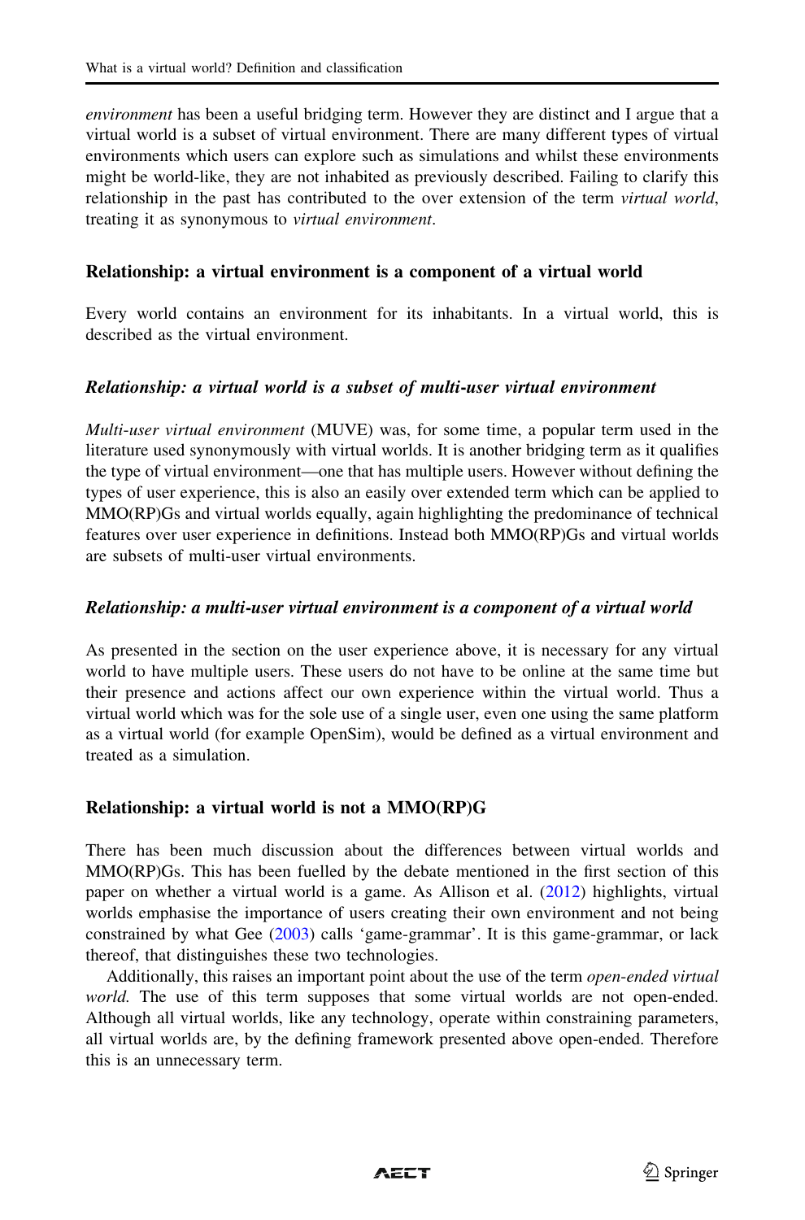*environment* has been a useful bridging term. However they are distinct and I argue that a virtual world is a subset of virtual environment. There are many different types of virtual environments which users can explore such as simulations and whilst these environments might be world-like, they are not inhabited as previously described. Failing to clarify this relationship in the past has contributed to the over extension of the term *virtual world*, treating it as synonymous to *virtual environment*.

### Relationship: a virtual environment is a component of a virtual world

Every world contains an environment for its inhabitants. In a virtual world, this is described as the virtual environment.

#### *Relationship: a virtual world is a subset of multi-user virtual environment*

*Multi-user virtual environment* (MUVE) was, for some time, a popular term used in the literature used synonymously with virtual worlds. It is another bridging term as it qualifies the type of virtual environment—one that has multiple users. However without defining the types of user experience, this is also an easily over extended term which can be applied to MMO(RP)Gs and virtual worlds equally, again highlighting the predominance of technical features over user experience in definitions. Instead both MMO(RP)Gs and virtual worlds are subsets of multi-user virtual environments.

#### *Relationship: a multi-user virtual environment is a component of a virtual world*

As presented in the section on the user experience above, it is necessary for any virtual world to have multiple users. These users do not have to be online at the same time but their presence and actions affect our own experience within the virtual world. Thus a virtual world which was for the sole use of a single user, even one using the same platform as a virtual world (for example OpenSim), would be defined as a virtual environment and treated as a simulation.

### Relationship: a virtual world is not a MMO(RP)G

There has been much discussion about the differences between virtual worlds and MMO(RP)Gs. This has been fuelled by the debate mentioned in the first section of this paper on whether a virtual world is a game. As Allison et al. (2012) highlights, virtual worlds emphasise the importance of users creating their own environment and not being constrained by what Gee (2003) calls 'game-grammar'. It is this game-grammar, or lack thereof, that distinguishes these two technologies.

Additionally, this raises an important point about the use of the term *open-ended virtual world*. The use of this term supposes that some virtual worlds are not open-ended. Although all virtual worlds, like any technology, operate within constraining parameters, all virtual worlds are, by the defining framework presented above open-ended. Therefore this is an unnecessary term.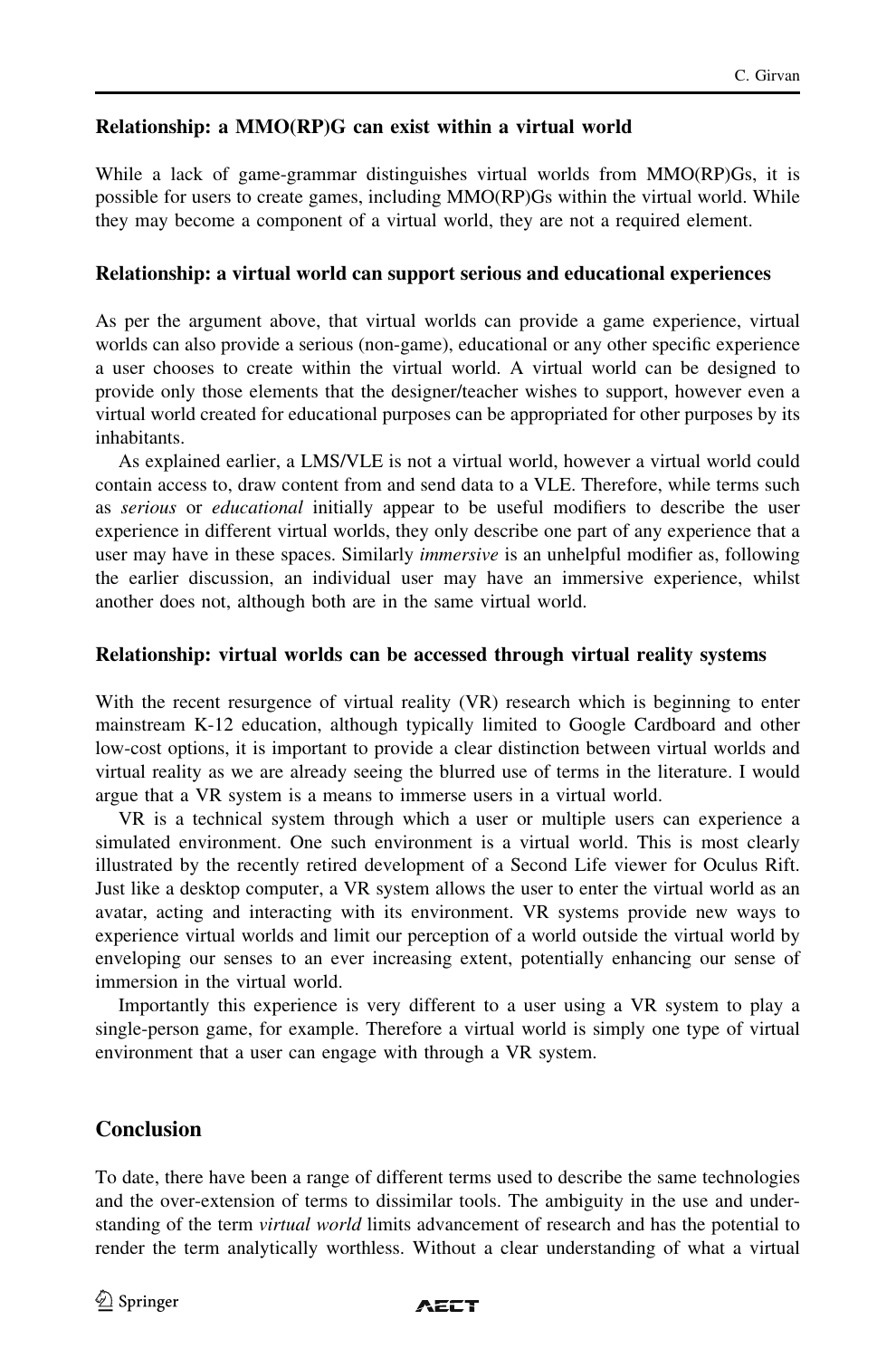### Relationship: a MMO(RP)G can exist within a virtual world

While a lack of game-grammar distinguishes virtual worlds from MMO(RP)Gs, it is possible for users to create games, including MMO(RP)Gs within the virtual world. While they may become a component of a virtual world, they are not a required element.

### Relationship: a virtual world can support serious and educational experiences

As per the argument above, that virtual worlds can provide a game experience, virtual worlds can also provide a serious (non-game), educational or any other specific experience a user chooses to create within the virtual world. A virtual world can be designed to provide only those elements that the designer/teacher wishes to support, however even a virtual world created for educational purposes can be appropriated for other purposes by its inhabitants.

As explained earlier, a LMS/VLE is not a virtual world, however a virtual world could contain access to, draw content from and send data to a VLE. Therefore, while terms such as *serious* or *educational* initially appear to be useful modifiers to describe the user experience in different virtual worlds, they only describe one part of any experience that a user may have in these spaces. Similarly *immersive* is an unhelpful modifier as, following the earlier discussion, an individual user may have an immersive experience, whilst another does not, although both are in the same virtual world.

### Relationship: virtual worlds can be accessed through virtual reality systems

With the recent resurgence of virtual reality (VR) research which is beginning to enter mainstream K-12 education, although typically limited to Google Cardboard and other low-cost options, it is important to provide a clear distinction between virtual worlds and virtual reality as we are already seeing the blurred use of terms in the literature. I would argue that a VR system is a means to immerse users in a virtual world.

VR is a technical system through which a user or multiple users can experience a simulated environment. One such environment is a virtual world. This is most clearly illustrated by the recently retired development of a Second Life viewer for Oculus Rift. Just like a desktop computer, a VR system allows the user to enter the virtual world as an avatar, acting and interacting with its environment. VR systems provide new ways to experience virtual worlds and limit our perception of a world outside the virtual world by enveloping our senses to an ever increasing extent, potentially enhancing our sense of immersion in the virtual world.

Importantly this experience is very different to a user using a VR system to play a single-person game, for example. Therefore a virtual world is simply one type of virtual environment that a user can engage with through a VR system.

## Conclusion

To date, there have been a range of different terms used to describe the same technologies and the over-extension of terms to dissimilar tools. The ambiguity in the use and understanding of the term *virtual world* limits advancement of research and has the potential to render the term analytically worthless. Without a clear understanding of what a virtual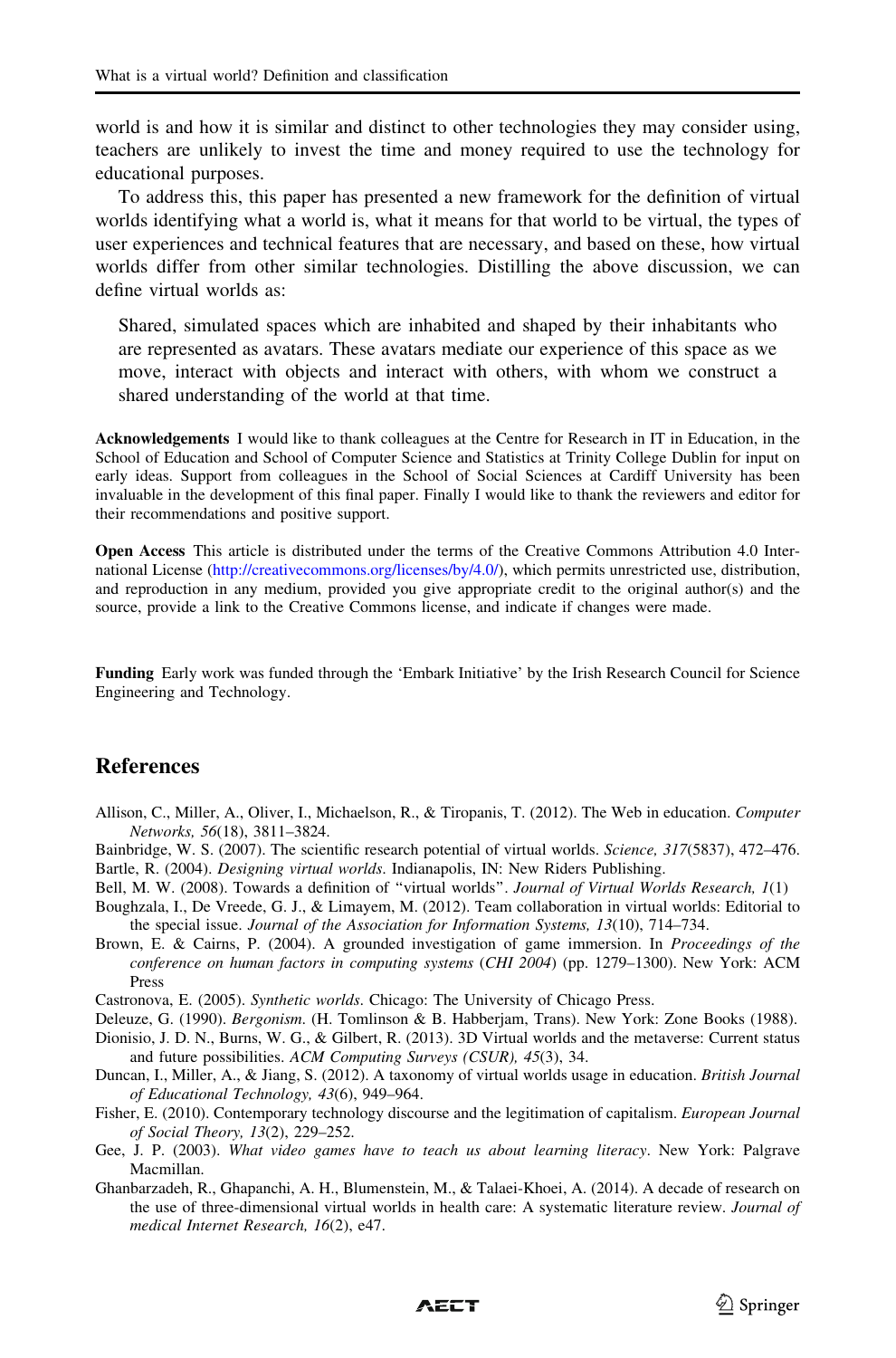world is and how it is similar and distinct to other technologies they may consider using, teachers are unlikely to invest the time and money required to use the technology for educational purposes.

To address this, this paper has presented a new framework for the definition of virtual worlds identifying what a world is, what it means for that world to be virtual, the types of user experiences and technical features that are necessary, and based on these, how virtual worlds differ from other similar technologies. Distilling the above discussion, we can define virtual worlds as:

> Shared, simulated spaces which are inhabited and shaped by their inhabitants who are represented as avatars. These avatars mediate our experience of this space as we move, interact with objects and interact with others, with whom we construct a shared understanding of the world at that time.

**Acknowledgements** I would like to thank colleagues at the Centre for Research in IT in Education, in the School of Education and School of Computer Science and Statistics at Trinity College Dublin for input on early ideas. Support from colleagues in the School of Social Sciences at Cardiff University has been invaluable in the development of this final paper. Finally I would like to thank the reviewers and editor for their recommendations and positive support.

**Open Access** This article is distributed under the terms of the Creative Commons Attribution 4.0 International License (http://creativecommons.org/licenses/by/4.0/), which permits unrestricted use, distribution, and reproduction in any medium, provided you give appropriate credit to the original author(s) and the source, provide a link to the Creative Commons license, and indicate if changes were made.

**Funding** Early work was funded through the 'Embark Initiative' by the Irish Research Council for Science Engineering and Technology.

## References

Allison, C., Miller, A., Oliver, I., Michaelson, R., & Tiropanis, T. (2012). The Web in education. *Computer Networks, 56*(18), 3811–3824.

Bainbridge, W. S. (2007). The scientific research potential of virtual worlds. *Science, 317*(5837), 472–476.

Bartle, R. (2004). *Designing virtual worlds*. Indianapolis, IN: New Riders Publishing.

Bell, M. W. (2008). Towards a definition of "virtual worlds". *Journal of Virtual Worlds Research, 1*(1)

Boughzala, I., De Vreede, G. J., & Limayem, M. (2012). Team collaboration in virtual worlds: Editorial to the special issue. *Journal of the Association for Information Systems, 13*(10), 714–734.

Brown, E. & Cairns, P. (2004). A grounded investigation of game immersion. In *Proceedings of the conference on human factors in computing systems* (*CHI 2004*) (pp. 1279–1300). New York: ACM Press

Castronova, E. (2005). *Synthetic worlds*. Chicago: The University of Chicago Press.

Deleuze, G. (1990). *Bergonism*. (H. Tomlinson & B. Habberjam, Trans). New York: Zone Books (1988).

Dionisio, J. D. N., Burns, W. G., & Gilbert, R. (2013). 3D Virtual worlds and the metaverse: Current status and future possibilities. *ACM Computing Surveys (CSUR), 45*(3), 34.

Duncan, I., Miller, A., & Jiang, S. (2012). A taxonomy of virtual worlds usage in education. *British Journal of Educational Technology, 43*(6), 949–964.

Fisher, E. (2010). Contemporary technology discourse and the legitimation of capitalism. *European Journal of Social Theory, 13*(2), 229–252.

Gee, J. P. (2003). *What video games have to teach us about learning literacy*. New York: Palgrave Macmillan.

Ghanbarzadeh, R., Ghapanchi, A. H., Blumenstein, M., & Talaei-Khoei, A. (2014). A decade of research on the use of three-dimensional virtual worlds in health care: A systematic literature review. *Journal of medical Internet Research, 16*(2), e47.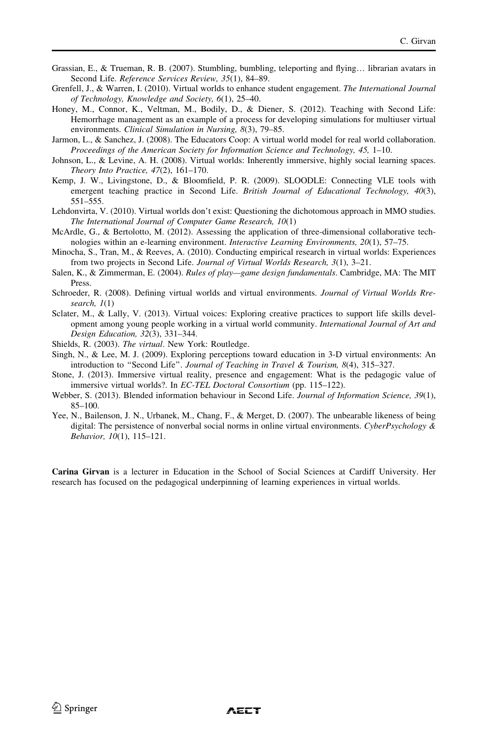Grassian, E., & Trueman, R. B. (2007). Stumbling, bumbling, teleporting and flying… librarian avatars in Second Life. *Reference Services Review, 35*(1), 84–89.

Grenfell, J., & Warren, I. (2010). Virtual worlds to enhance student engagement. *The International Journal of Technology, Knowledge and Society, 6*(1), 25–40.

Honey, M., Connor, K., Veltman, M., Bodily, D., & Diener, S. (2012). Teaching with Second Life: Hemorrhage management as an example of a process for developing simulations for multiuser virtual environments. *Clinical Simulation in Nursing, 8*(3), 79–85.

Jarmon, L., & Sanchez, J. (2008). The Educators Coop: A virtual world model for real world collaboration. *Proceedings of the American Society for Information Science and Technology, 45,* 1–10.

Johnson, L., & Levine, A. H. (2008). Virtual worlds: Inherently immersive, highly social learning spaces. *Theory Into Practice, 47*(2), 161–170.

Kemp, J. W., Livingstone, D., & Bloomfield, P. R. (2009). SLOODLE: Connecting VLE tools with emergent teaching practice in Second Life. *British Journal of Educational Technology, 40*(3), 551–555.

Lehdonvirta, V. (2010). Virtual worlds don't exist: Questioning the dichotomous approach in MMO studies. *The International Journal of Computer Game Research, 10*(1)

McArdle, G., & Bertolotto, M. (2012). Assessing the application of three-dimensional collaborative technologies within an e-learning environment. *Interactive Learning Environments, 20*(1), 57–75.

Minocha, S., Tran, M., & Reeves, A. (2010). Conducting empirical research in virtual worlds: Experiences from two projects in Second Life. *Journal of Virtual Worlds Research, 3*(1), 3–21.

Salen, K., & Zimmerman, E. (2004). *Rules of play—game design fundamentals*. Cambridge, MA: The MIT Press.

Schroeder, R. (2008). Defining virtual worlds and virtual environments. *Journal of Virtual Worlds Rresearch, 1*(1)

Sclater, M., & Lally, V. (2013). Virtual voices: Exploring creative practices to support life skills development among young people working in a virtual world community. *International Journal of Art and Design Education, 32*(3), 331–344.

Shields, R. (2003). *The virtual*. New York: Routledge.

Singh, N., & Lee, M. J. (2009). Exploring perceptions toward education in 3-D virtual environments: An introduction to "Second Life". *Journal of Teaching in Travel & Tourism, 8*(4), 315–327.

Stone, J. (2013). Immersive virtual reality, presence and engagement: What is the pedagogic value of immersive virtual worlds?. In *EC-TEL Doctoral Consortium* (pp. 115–122).

Webber, S. (2013). Blended information behaviour in Second Life. *Journal of Information Science, 39*(1), 85–100.

Yee, N., Bailenson, J. N., Urbanek, M., Chang, F., & Merget, D. (2007). The unbearable likeness of being digital: The persistence of nonverbal social norms in online virtual environments. *CyberPsychology & Behavior, 10*(1), 115–121.

**Carina Girvan** is a lecturer in Education in the School of Social Sciences at Cardiff University. Her research has focused on the pedagogical underpinning of learning experiences in virtual worlds.